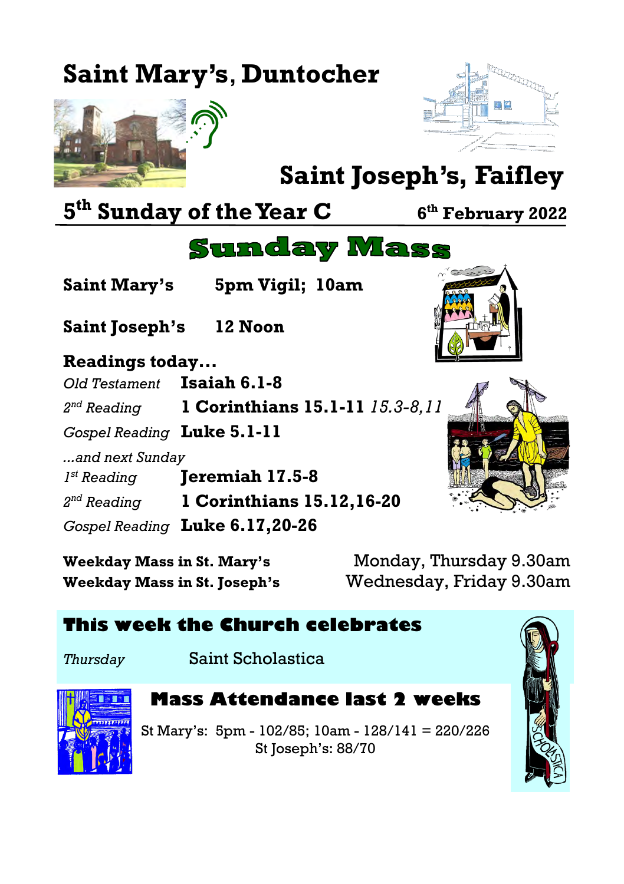# Saint Mary's, Duntocher

# Saint Joseph's, Faifley

## 5th Sunday of the Year C — 6th February 2022

# Sunday Mass

**Saint Mary's** 5pm Vigil; 10am

**Saint Joseph's** 12 Noon

**Readings today…**

*Old Testament* **Isaiah 6.1-8**

*2nd Reading* **1 Corinthians 15.1-11** *15.3-8,11*

*Gospel Reading* **Luke 5.1-11**

*...and next Sunday*

*1st Reading* **Jeremiah 17.5-8**

*2nd Reading* **1 Corinthians 15.12,16-20**

*Gospel Reading* **Luke 6.17,20-26**

**Weekday Mass in St. Mary's** Monday, Thursday 9.30am

**Weekday Mass in St. Joseph's** Wednesday, Friday 9.30am

## This week the Church celebrates

*Thursday* Saint Scholastica

## Mass Attendance last 2 weeks

St Mary's: 5pm - 102/85; 10am - 128/141 = 220/226

St Joseph's: 88/70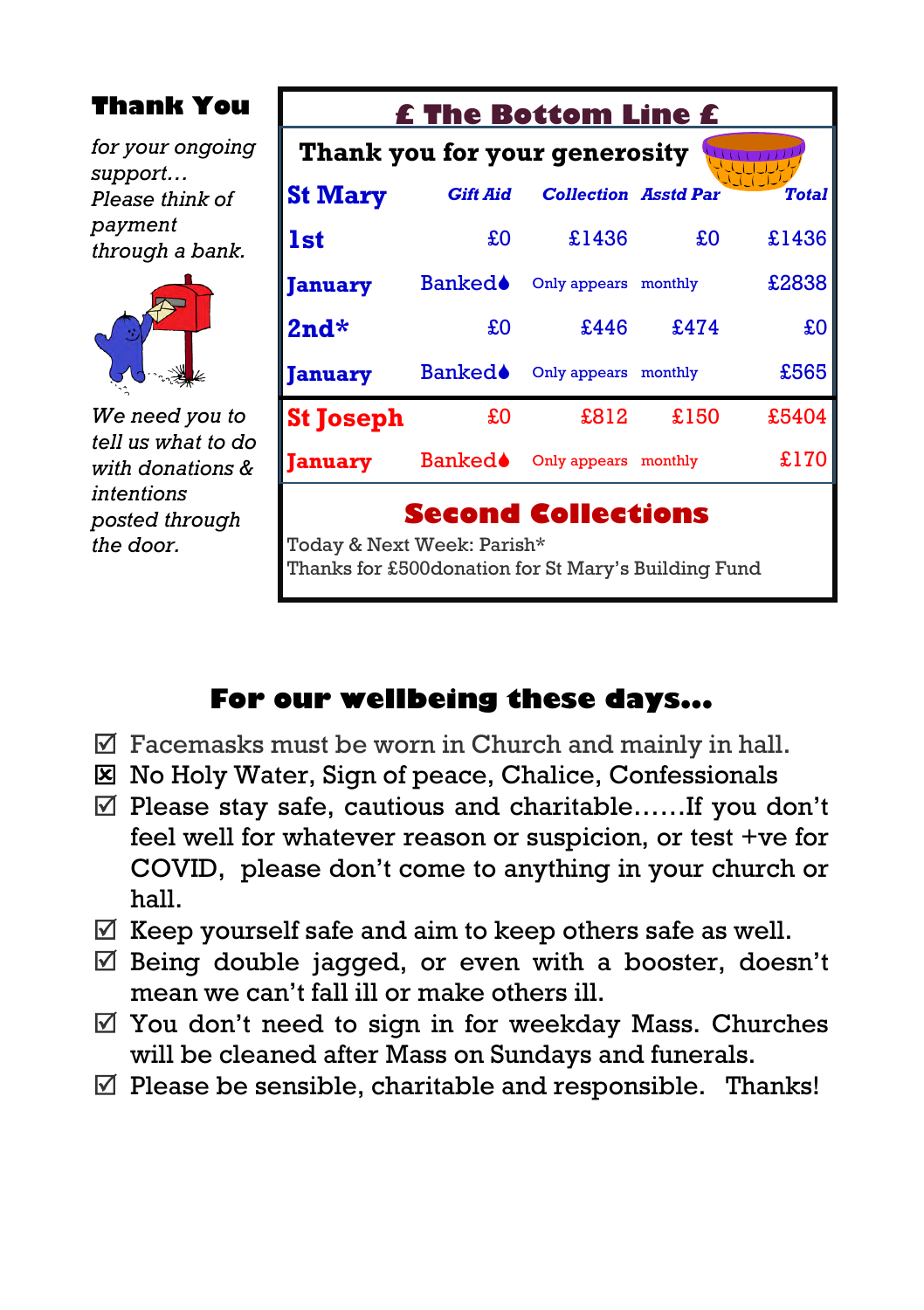## Thank You

*for your ongoing support… Please think of payment through a bank.*

*We need you to tell us what to do with donations & intentions posted through the door.*

## £ The Bottom Line £

**Thank you for your generosity**

| St Mary | Gift Aid | Collection | Asstd Par | Total |
|---|---|---|---|---|
| 1st | £0 | £1436 | £0 | £1436 |
| January | Banked♦ | Only appears | monthly | £2838 |
| 2nd* | £0 | £446 | £474 | £0 |
| January | Banked♦ | Only appears | monthly | £565 |
| St Joseph | £0 | £812 | £150 | £5404 |
| January | Banked♦ | Only appears | monthly | £170 |

### Second Collections

Today & Next Week: Parish*
Thanks for £500donation for St Mary's Building Fund

## For our wellbeing these days…

- ☑ Facemasks must be worn in Church and mainly in hall.
- ☒ No Holy Water, Sign of peace, Chalice, Confessionals
- ☑ Please stay safe, cautious and charitable……If you don't feel well for whatever reason or suspicion, or test +ve for COVID, please don't come to anything in your church or hall.
- ☑ Keep yourself safe and aim to keep others safe as well.
- ☑ Being double jagged, or even with a booster, doesn't mean we can't fall ill or make others ill.
- ☑ You don't need to sign in for weekday Mass. Churches will be cleaned after Mass on Sundays and funerals.
- ☑ Please be sensible, charitable and responsible. Thanks!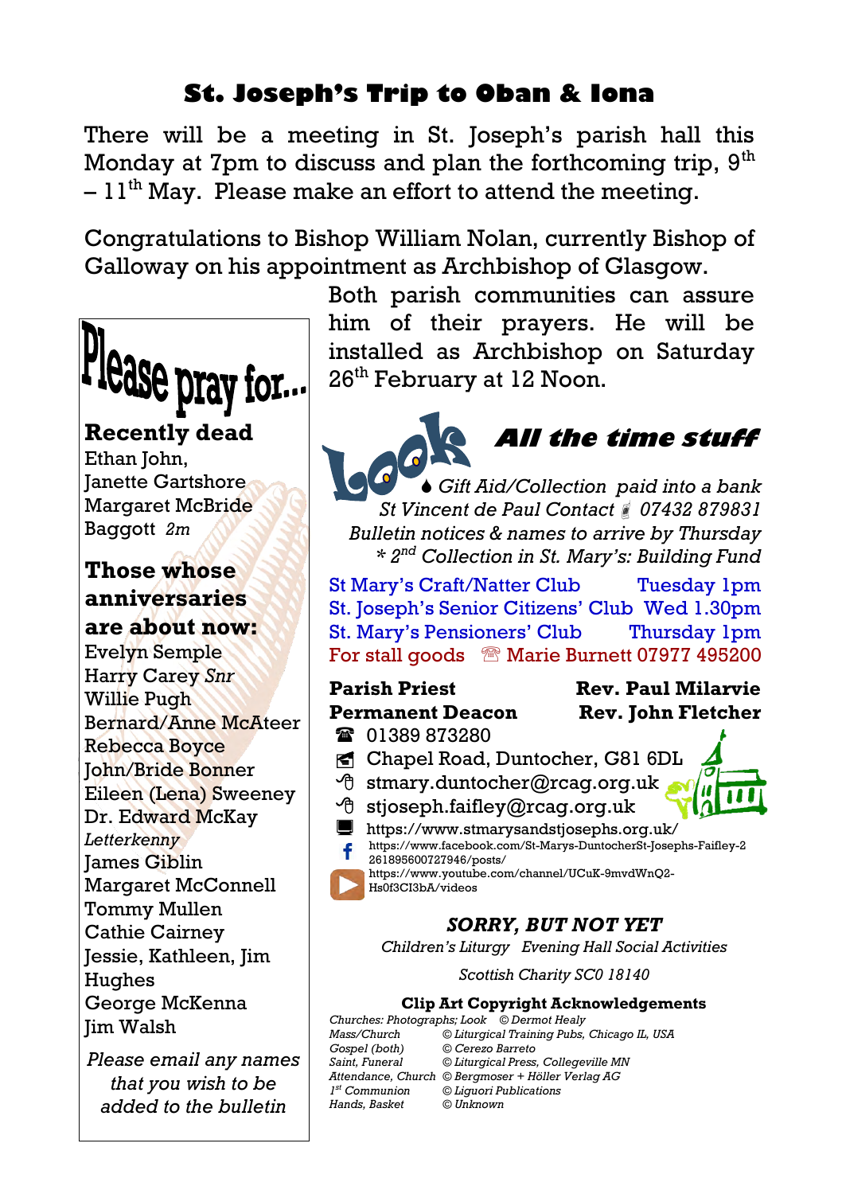## St. Joseph's Trip to Oban & Iona

There will be a meeting in St. Joseph's parish hall this Monday at 7pm to discuss and plan the forthcoming trip, 9th – 11th May. Please make an effort to attend the meeting.

Congratulations to Bishop William Nolan, currently Bishop of Galloway on his appointment as Archbishop of Glasgow. Both parish communities can assure him of their prayers. He will be installed as Archbishop on Saturday 26th February at 12 Noon.

### Please pray for...

**Recently dead**

Ethan John,
Janette Gartshore
Margaret McBride
Baggott *2m*

**Those whose anniversaries are about now:**

Evelyn Semple
Harry Carey *Snr*
Willie Pugh
Bernard/Anne McAteer
Rebecca Boyce
John/Bride Bonner
Eileen (Lena) Sweeney
Dr. Edward McKay
*Letterkenny*
James Giblin
Margaret McConnell
Tommy Mullen
Cathie Cairney
Jessie, Kathleen, Jim Hughes
George McKenna
Jim Walsh

*Please email any names that you wish to be added to the bulletin*

### Look — *All the time stuff*

*Gift Aid/Collection paid into a bank*
*St Vincent de Paul Contact 07432 879831*
*Bulletin notices & names to arrive by Thursday*
*\* 2nd Collection in St. Mary's: Building Fund*

St Mary's Craft/Natter Club — Tuesday 1pm
St. Joseph's Senior Citizens' Club — Wed 1.30pm
St. Mary's Pensioners' Club — Thursday 1pm
For stall goods — Marie Burnett 07977 495200

**Parish Priest** — **Rev. Paul Milarvie**
**Permanent Deacon** — **Rev. John Fletcher**

01389 873280
Chapel Road, Duntocher, G81 6DL
stmary.duntocher@rcag.org.uk
stjoseph.faifley@rcag.org.uk
https://www.stmarysandstjosephs.org.uk/
https://www.facebook.com/St-Marys-DuntocherSt-Josephs-Faifley-2261895600727946/posts/
https://www.youtube.com/channel/UCuK-9mvdWnQ2-Hs0f3CI3bA/videos

**SORRY, BUT NOT YET**

*Children's Liturgy   Evening Hall Social Activities*

*Scottish Charity SC0 18140*

**Clip Art Copyright Acknowledgements**

| | |
|---|---|
| *Churches: Photographs; Look* | *© Dermot Healy* |
| *Mass/Church* | *© Liturgical Training Pubs, Chicago IL, USA* |
| *Gospel (both)* | *© Cerezo Barreto* |
| *Saint, Funeral* | *© Liturgical Press, Collegeville MN* |
| *Attendance, Church* | *© Bergmoser + Höller Verlag AG* |
| *1st Communion* | *© Liguori Publications* |
| *Hands, Basket* | *© Unknown* |